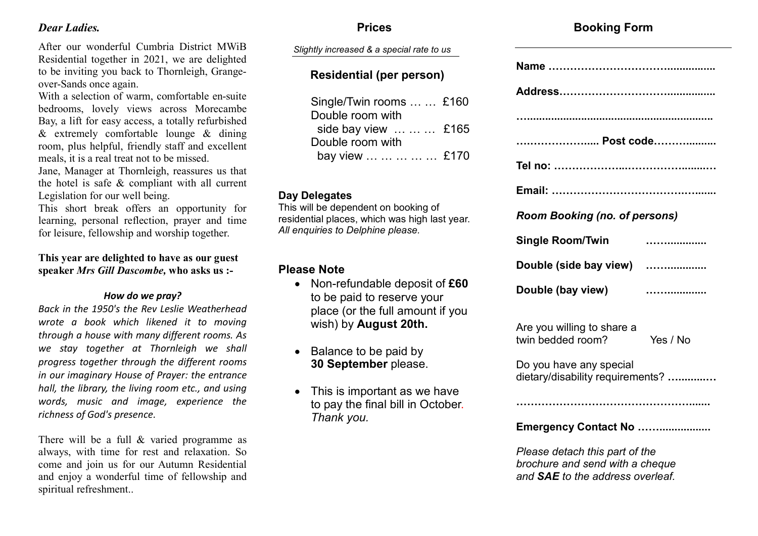*Dear Ladies.*

After our wonderful Cumbria District MWiB Residential together in 2021, we are delighted to be inviting you back to Thornleigh, Grange-over-Sands once again.

With a selection of warm, comfortable en-suite bedrooms, lovely views across Morecambe Bay, a lift for easy access, a totally refurbished & extremely comfortable lounge & dining room, plus helpful, friendly staff and excellent meals, it is a real treat not to be missed.

Jane, Manager at Thornleigh, reassures us that the hotel is safe & compliant with all current Legislation for our well being.

This short break offers an opportunity for learning, personal reflection, prayer and time for leisure, fellowship and worship together.

**This year are delighted to have as our guest speaker *Mrs Gill Dascombe,* who asks us :-**

***How do we pray?***

*Back in the 1950's the Rev Leslie Weatherhead wrote a book which likened it to moving through a house with many different rooms. As we stay together at Thornleigh we shall progress together through the different rooms in our imaginary House of Prayer: the entrance hall, the library, the living room etc., and using words, music and image, experience the richness of God's presence.*

There will be a full & varied programme as always, with time for rest and relaxation. So come and join us for our Autumn Residential and enjoy a wonderful time of fellowship and spiritual refreshment..

## Prices

*Slightly increased & a special rate to us*

### Residential (per person)

Single/Twin rooms … … £160
Double room with side bay view … … … £165
Double room with bay view … … … … … £170

**Day Delegates**

This will be dependent on booking of residential places, which was high last year.
*All enquiries to Delphine please.*

**Please Note**

- Non-refundable deposit of **£60** to be paid to reserve your place (or the full amount if you wish) by **August 20th.**
- Balance to be paid by **30 September** please.
- This is important as we have to pay the final bill in October. *Thank you.*

## Booking Form

**Name ……………………………….............**

**Address……………………………..............**

**…...........................................................**

**…………………..... Post code……….........**

**Tel no: ……………….……………….......…**

**Email: ……………………………………......**

***Room Booking (no. of persons)***

**Single Room/Twin ……..............**

**Double (side bay view) ……..............**

**Double (bay view) ……..............**

Are you willing to share a twin bedded room? Yes / No

Do you have any special dietary/disability requirements? **….........…**

**………………………………………….......**

**Emergency Contact No ……..................**

*Please detach this part of the brochure and send with a cheque and* ***SAE*** *to the address overleaf.*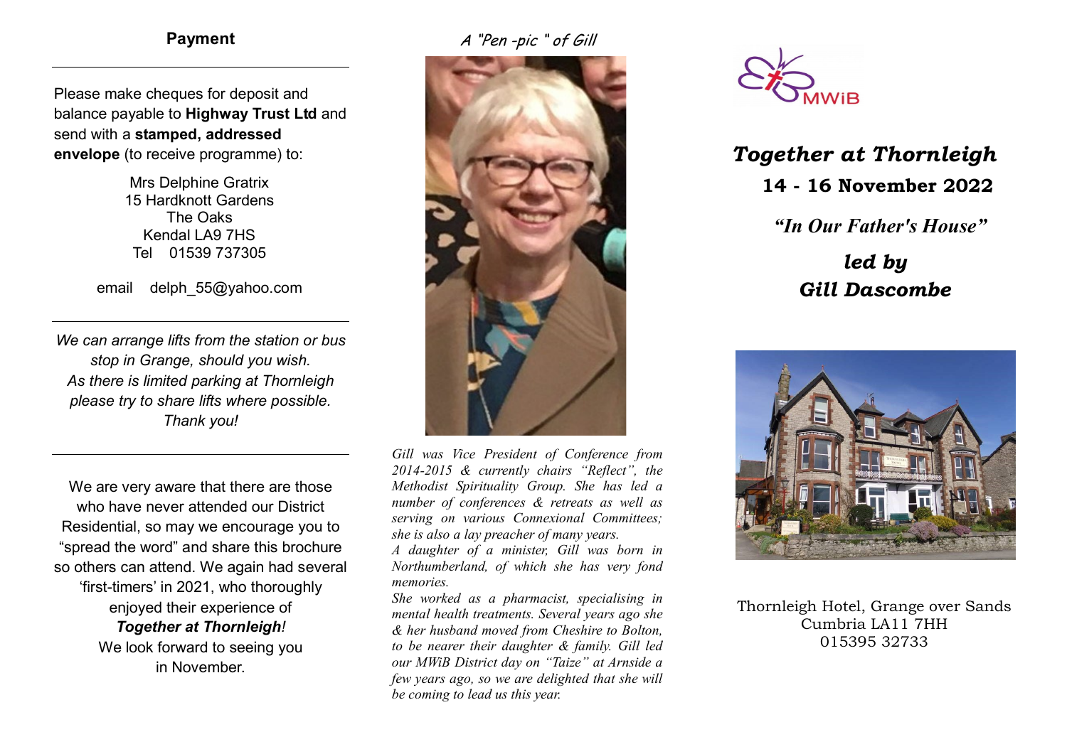## Payment

Please make cheques for deposit and balance payable to **Highway Trust Ltd** and send with a **stamped, addressed envelope** (to receive programme) to:

Mrs Delphine Gratrix
15 Hardknott Gardens
The Oaks
Kendal LA9 7HS
Tel 01539 737305

email delph_55@yahoo.com

---

*We can arrange lifts from the station or bus stop in Grange, should you wish. As there is limited parking at Thornleigh please try to share lifts where possible. Thank you!*

---

We are very aware that there are those who have never attended our District Residential, so may we encourage you to "spread the word" and share this brochure so others can attend. We again had several 'first-timers' in 2021, who thoroughly enjoyed their experience of ***Together at Thornleigh**!* We look forward to seeing you in November.

*A "Pen -pic " of Gill*

*Gill was Vice President of Conference from 2014-2015 & currently chairs "Reflect", the Methodist Spirituality Group. She has led a number of conferences & retreats as well as serving on various Connexional Committees; she is also a lay preacher of many years.*

*A daughter of a minister, Gill was born in Northumberland, of which she has very fond memories.*

*She worked as a pharmacist, specialising in mental health treatments. Several years ago she & her husband moved from Cheshire to Bolton, to be nearer their daughter & family. Gill led our MWiB District day on "Taize" at Arnside a few years ago, so we are delighted that she will be coming to lead us this year.*

MWiB

# *Together at Thornleigh*

## 14 - 16 November 2022

***"In Our Father's House"***

***led by Gill Dascombe***

Thornleigh Hotel, Grange over Sands
Cumbria LA11 7HH
015395 32733